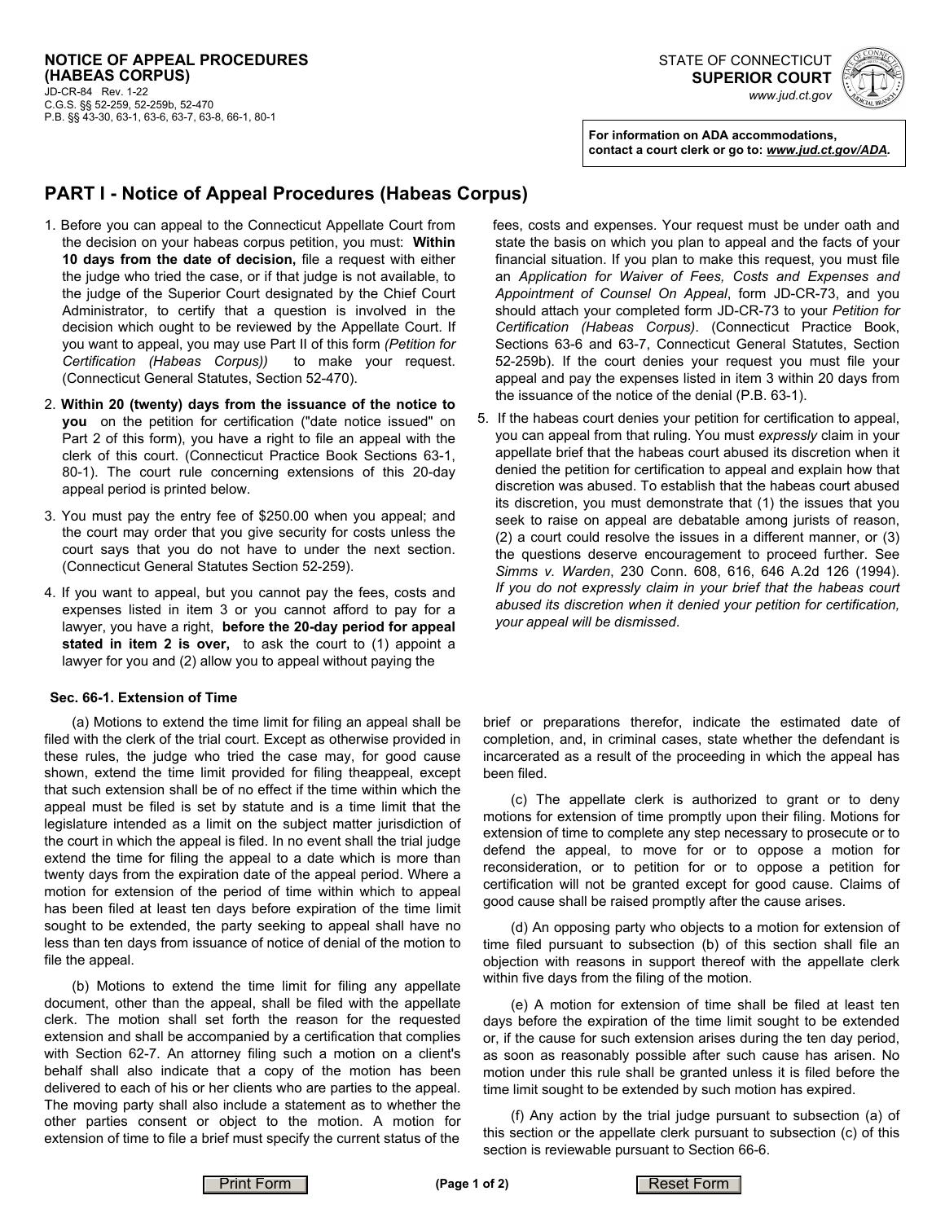**NOTICE OF APPEAL PROCEDURES**
**(HABEAS CORPUS)**
JD-CR-84 Rev. 1-22
C.G.S. §§ 52-259, 52-259b, 52-470
P.B. §§ 43-30, 63-1, 63-6, 63-7, 63-8, 66-1, 80-1

STATE OF CONNECTICUT
**SUPERIOR COURT**
www.jud.ct.gov

**For information on ADA accommodations, contact a court clerk or go to: *www.jud.ct.gov/ADA.***

## PART I - Notice of Appeal Procedures (Habeas Corpus)

1. Before you can appeal to the Connecticut Appellate Court from the decision on your habeas corpus petition, you must: **Within 10 days from the date of decision,** file a request with either the judge who tried the case, or if that judge is not available, to the judge of the Superior Court designated by the Chief Court Administrator, to certify that a question is involved in the decision which ought to be reviewed by the Appellate Court. If you want to appeal, you may use Part II of this form *(Petition for Certification (Habeas Corpus))* to make your request. (Connecticut General Statutes, Section 52-470).

2. **Within 20 (twenty) days from the issuance of the notice to you** on the petition for certification ("date notice issued" on Part 2 of this form), you have a right to file an appeal with the clerk of this court. (Connecticut Practice Book Sections 63-1, 80-1). The court rule concerning extensions of this 20-day appeal period is printed below.

3. You must pay the entry fee of $250.00 when you appeal; and the court may order that you give security for costs unless the court says that you do not have to under the next section. (Connecticut General Statutes Section 52-259).

4. If you want to appeal, but you cannot pay the fees, costs and expenses listed in item 3 or you cannot afford to pay for a lawyer, you have a right, **before the 20-day period for appeal stated in item 2 is over,** to ask the court to (1) appoint a lawyer for you and (2) allow you to appeal without paying the fees, costs and expenses. Your request must be under oath and state the basis on which you plan to appeal and the facts of your financial situation. If you plan to make this request, you must file an *Application for Waiver of Fees, Costs and Expenses and Appointment of Counsel On Appeal*, form JD-CR-73, and you should attach your completed form JD-CR-73 to your *Petition for Certification (Habeas Corpus)*. (Connecticut Practice Book, Sections 63-6 and 63-7, Connecticut General Statutes, Section 52-259b). If the court denies your request you must file your appeal and pay the expenses listed in item 3 within 20 days from the issuance of the notice of the denial (P.B. 63-1).

5. If the habeas court denies your petition for certification to appeal, you can appeal from that ruling. You must *expressly* claim in your appellate brief that the habeas court abused its discretion when it denied the petition for certification to appeal and explain how that discretion was abused. To establish that the habeas court abused its discretion, you must demonstrate that (1) the issues that you seek to raise on appeal are debatable among jurists of reason, (2) a court could resolve the issues in a different manner, or (3) the questions deserve encouragement to proceed further. See *Simms v. Warden*, 230 Conn. 608, 616, 646 A.2d 126 (1994). *If you do not expressly claim in your brief that the habeas court abused its discretion when it denied your petition for certification, your appeal will be dismissed*.

### Sec. 66-1. Extension of Time

(a) Motions to extend the time limit for filing an appeal shall be filed with the clerk of the trial court. Except as otherwise provided in these rules, the judge who tried the case may, for good cause shown, extend the time limit provided for filing theappeal, except that such extension shall be of no effect if the time within which the appeal must be filed is set by statute and is a time limit that the legislature intended as a limit on the subject matter jurisdiction of the court in which the appeal is filed. In no event shall the trial judge extend the time for filing the appeal to a date which is more than twenty days from the expiration date of the appeal period. Where a motion for extension of the period of time within which to appeal has been filed at least ten days before expiration of the time limit sought to be extended, the party seeking to appeal shall have no less than ten days from issuance of notice of denial of the motion to file the appeal.

(b) Motions to extend the time limit for filing any appellate document, other than the appeal, shall be filed with the appellate clerk. The motion shall set forth the reason for the requested extension and shall be accompanied by a certification that complies with Section 62-7. An attorney filing such a motion on a client's behalf shall also indicate that a copy of the motion has been delivered to each of his or her clients who are parties to the appeal. The moving party shall also include a statement as to whether the other parties consent or object to the motion. A motion for extension of time to file a brief must specify the current status of the brief or preparations therefor, indicate the estimated date of completion, and, in criminal cases, state whether the defendant is incarcerated as a result of the proceeding in which the appeal has been filed.

(c) The appellate clerk is authorized to grant or to deny motions for extension of time promptly upon their filing. Motions for extension of time to complete any step necessary to prosecute or to defend the appeal, to move for or to oppose a motion for reconsideration, or to petition for or to oppose a petition for certification will not be granted except for good cause. Claims of good cause shall be raised promptly after the cause arises.

(d) An opposing party who objects to a motion for extension of time filed pursuant to subsection (b) of this section shall file an objection with reasons in support thereof with the appellate clerk within five days from the filing of the motion.

(e) A motion for extension of time shall be filed at least ten days before the expiration of the time limit sought to be extended or, if the cause for such extension arises during the ten day period, as soon as reasonably possible after such cause has arisen. No motion under this rule shall be granted unless it is filed before the time limit sought to be extended by such motion has expired.

(f) Any action by the trial judge pursuant to subsection (a) of this section or the appellate clerk pursuant to subsection (c) of this section is reviewable pursuant to Section 66-6.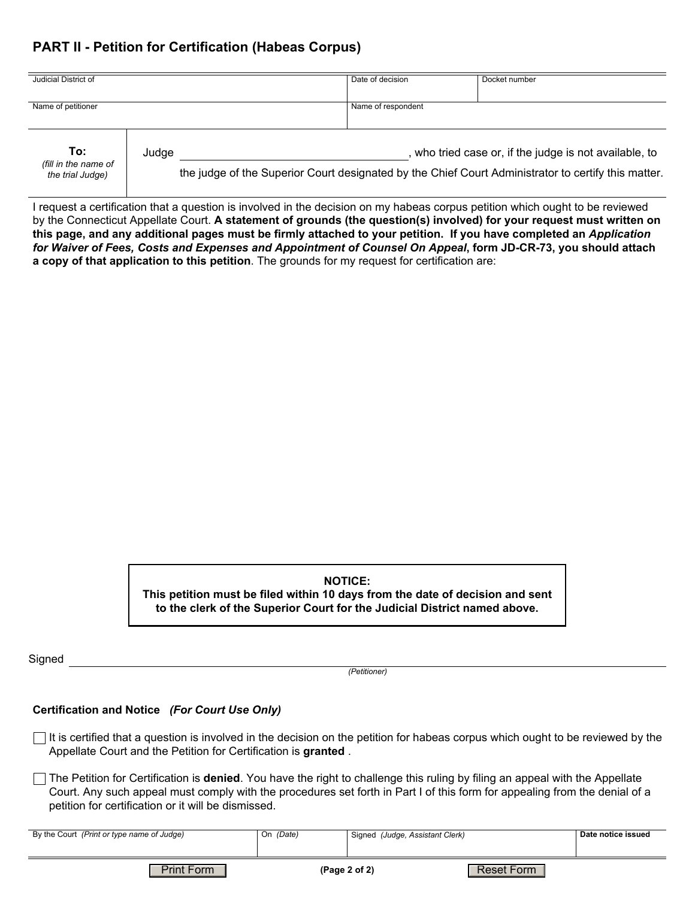## PART II - Petition for Certification (Habeas Corpus)

| Judicial District of | Date of decision | Docket number |
|---|---|---|
| | | |

| Name of petitioner | Name of respondent |
|---|---|
| | |

**To:**
*(fill in the name of the trial Judge)*

Judge ______________________________, who tried case or, if the judge is not available, to the judge of the Superior Court designated by the Chief Court Administrator to certify this matter.

I request a certification that a question is involved in the decision on my habeas corpus petition which ought to be reviewed by the Connecticut Appellate Court. **A statement of grounds (the question(s) involved) for your request must written on this page, and any additional pages must be firmly attached to your petition. If you have completed an *Application for Waiver of Fees, Costs and Expenses and Appointment of Counsel On Appeal*, form JD-CR-73, you should attach a copy of that application to this petition**. The grounds for my request for certification are:

**NOTICE:**
**This petition must be filed within 10 days from the date of decision and sent to the clerk of the Superior Court for the Judicial District named above.**

Signed ______________________________
*(Petitioner)*

**Certification and Notice** *(For Court Use Only)*

☐ It is certified that a question is involved in the decision on the petition for habeas corpus which ought to be reviewed by the Appellate Court and the Petition for Certification is **granted** .

☐ The Petition for Certification is **denied**. You have the right to challenge this ruling by filing an appeal with the Appellate Court. Any such appeal must comply with the procedures set forth in Part I of this form for appealing from the denial of a petition for certification or it will be dismissed.

| By the Court *(Print or type name of Judge)* | On *(Date)* | Signed *(Judge, Assistant Clerk)* | Date notice issued |
|---|---|---|---|
| | | | |

Print Form

Reset Form